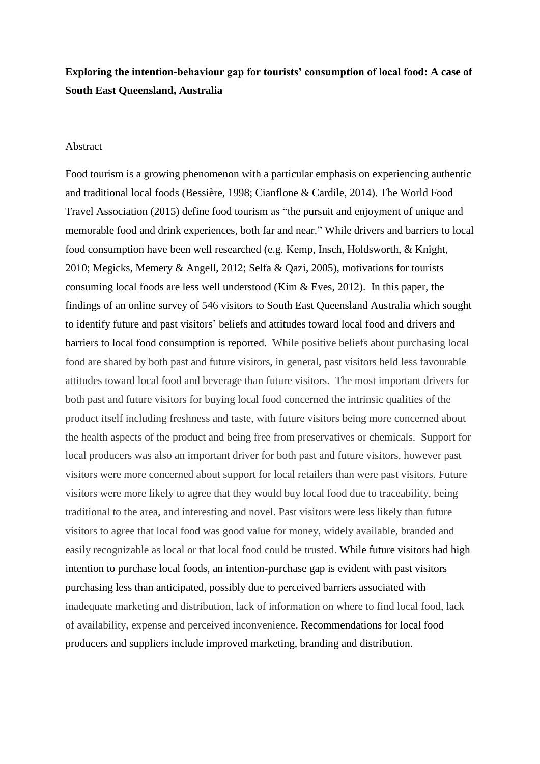**Exploring the intention-behaviour gap for tourists' consumption of local food: A case of South East Queensland, Australia**

Abstract

Food tourism is a growing phenomenon with a particular emphasis on experiencing authentic and traditional local foods (Bessière, 1998; Cianflone & Cardile, 2014). The World Food Travel Association (2015) define food tourism as "the pursuit and enjoyment of unique and memorable food and drink experiences, both far and near." While drivers and barriers to local food consumption have been well researched (e.g. Kemp, Insch, Holdsworth, & Knight, 2010; Megicks, Memery & Angell, 2012; Selfa & Qazi, 2005), motivations for tourists consuming local foods are less well understood (Kim & Eves, 2012). In this paper, the findings of an online survey of 546 visitors to South East Queensland Australia which sought to identify future and past visitors' beliefs and attitudes toward local food and drivers and barriers to local food consumption is reported. While positive beliefs about purchasing local food are shared by both past and future visitors, in general, past visitors held less favourable attitudes toward local food and beverage than future visitors. The most important drivers for both past and future visitors for buying local food concerned the intrinsic qualities of the product itself including freshness and taste, with future visitors being more concerned about the health aspects of the product and being free from preservatives or chemicals. Support for local producers was also an important driver for both past and future visitors, however past visitors were more concerned about support for local retailers than were past visitors. Future visitors were more likely to agree that they would buy local food due to traceability, being traditional to the area, and interesting and novel. Past visitors were less likely than future visitors to agree that local food was good value for money, widely available, branded and easily recognizable as local or that local food could be trusted. While future visitors had high intention to purchase local foods, an intention-purchase gap is evident with past visitors purchasing less than anticipated, possibly due to perceived barriers associated with inadequate marketing and distribution, lack of information on where to find local food, lack of availability, expense and perceived inconvenience. Recommendations for local food producers and suppliers include improved marketing, branding and distribution.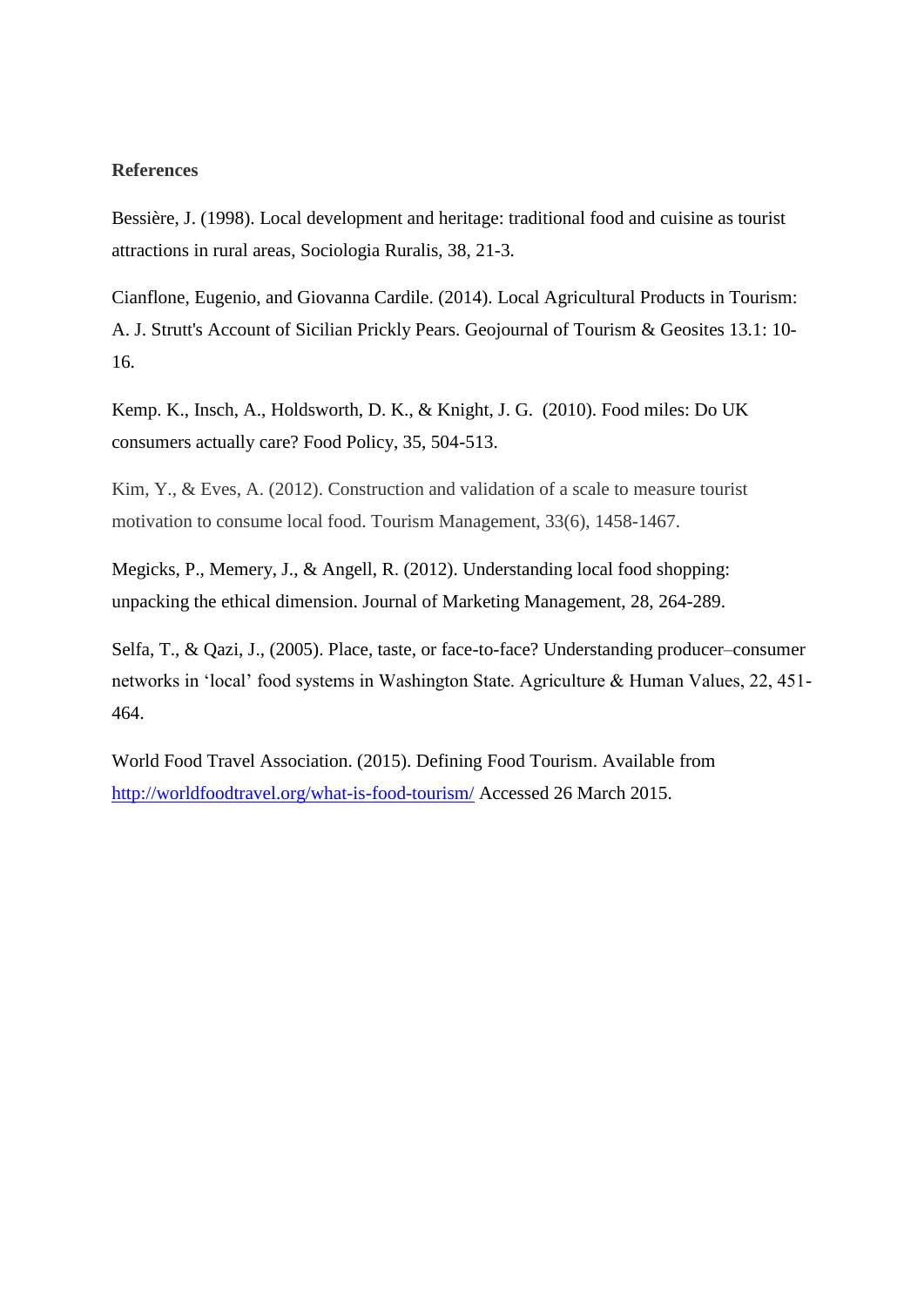**References**

Bessière, J. (1998). Local development and heritage: traditional food and cuisine as tourist attractions in rural areas, Sociologia Ruralis, 38, 21-3.

Cianflone, Eugenio, and Giovanna Cardile. (2014). Local Agricultural Products in Tourism: A. J. Strutt's Account of Sicilian Prickly Pears. Geojournal of Tourism & Geosites 13.1: 10-16.

Kemp. K., Insch, A., Holdsworth, D. K., & Knight, J. G. (2010). Food miles: Do UK consumers actually care? Food Policy, 35, 504-513.

Kim, Y., & Eves, A. (2012). Construction and validation of a scale to measure tourist motivation to consume local food. Tourism Management, 33(6), 1458-1467.

Megicks, P., Memery, J., & Angell, R. (2012). Understanding local food shopping: unpacking the ethical dimension. Journal of Marketing Management, 28, 264-289.

Selfa, T., & Qazi, J., (2005). Place, taste, or face-to-face? Understanding producer–consumer networks in 'local' food systems in Washington State. Agriculture & Human Values, 22, 451-464.

World Food Travel Association. (2015). Defining Food Tourism. Available from http://worldfoodtravel.org/what-is-food-tourism/ Accessed 26 March 2015.